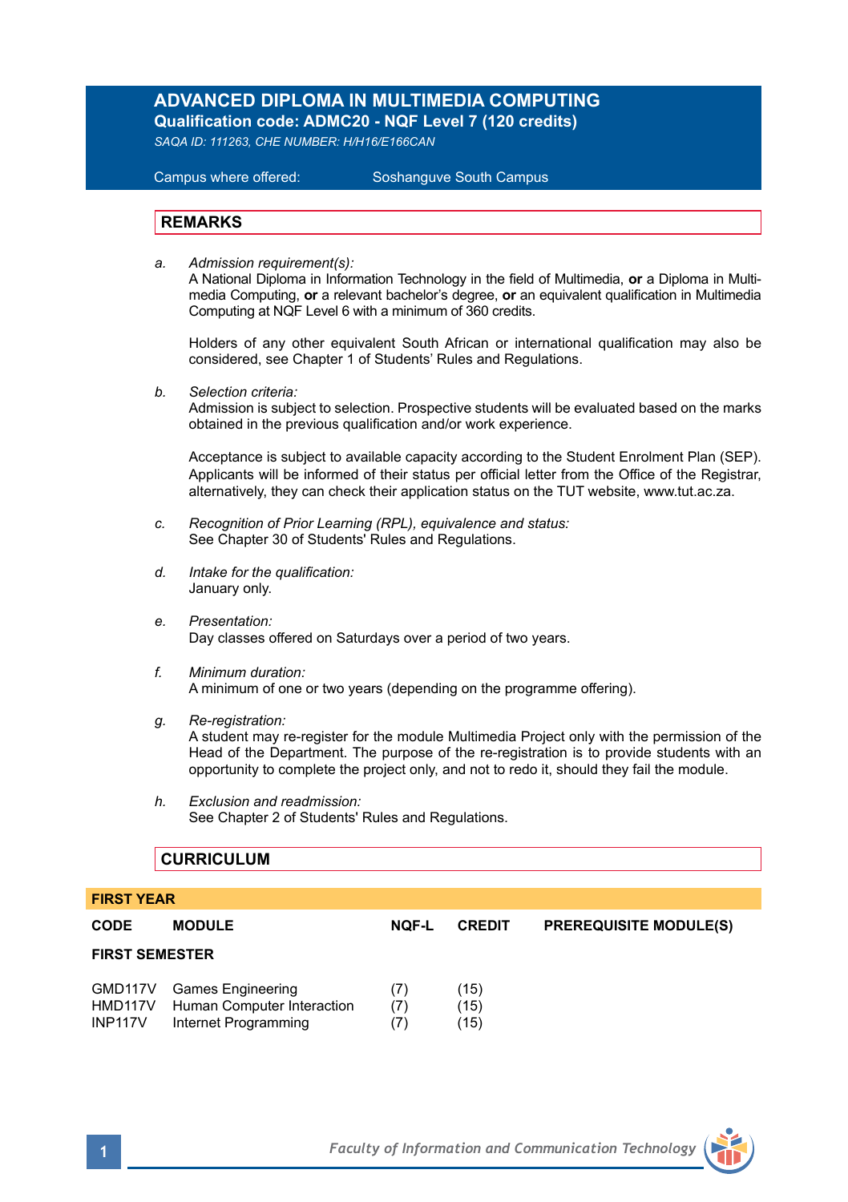# ADVANCED DIPLOMA IN MULTIMEDIA COMPUTING

**Qualification code: ADMC20 - NQF Level 7 (120 credits)**

*SAQA ID: 111263, CHE NUMBER: H/H16/E166CAN*

Campus where offered: Soshanguve South Campus

## REMARKS

a. *Admission requirement(s):*
A National Diploma in Information Technology in the field of Multimedia, **or** a Diploma in Multimedia Computing, **or** a relevant bachelor's degree, **or** an equivalent qualification in Multimedia Computing at NQF Level 6 with a minimum of 360 credits.

Holders of any other equivalent South African or international qualification may also be considered, see Chapter 1 of Students' Rules and Regulations.

b. *Selection criteria:*
Admission is subject to selection. Prospective students will be evaluated based on the marks obtained in the previous qualification and/or work experience.

Acceptance is subject to available capacity according to the Student Enrolment Plan (SEP). Applicants will be informed of their status per official letter from the Office of the Registrar, alternatively, they can check their application status on the TUT website, www.tut.ac.za.

c. *Recognition of Prior Learning (RPL), equivalence and status:*
See Chapter 30 of Students' Rules and Regulations.

d. *Intake for the qualification:*
January only.

e. *Presentation:*
Day classes offered on Saturdays over a period of two years.

f. *Minimum duration:*
A minimum of one or two years (depending on the programme offering).

g. *Re-registration:*
A student may re-register for the module Multimedia Project only with the permission of the Head of the Department. The purpose of the re-registration is to provide students with an opportunity to complete the project only, and not to redo it, should they fail the module.

h. *Exclusion and readmission:*
See Chapter 2 of Students' Rules and Regulations.

## CURRICULUM

**FIRST YEAR**

| CODE | MODULE | NQF-L | CREDIT | PREREQUISITE MODULE(S) |
|---|---|---|---|---|
| **FIRST SEMESTER** | | | | |
| GMD117V | Games Engineering | (7) | (15) | |
| HMD117V | Human Computer Interaction | (7) | (15) | |
| INP117V | Internet Programming | (7) | (15) | |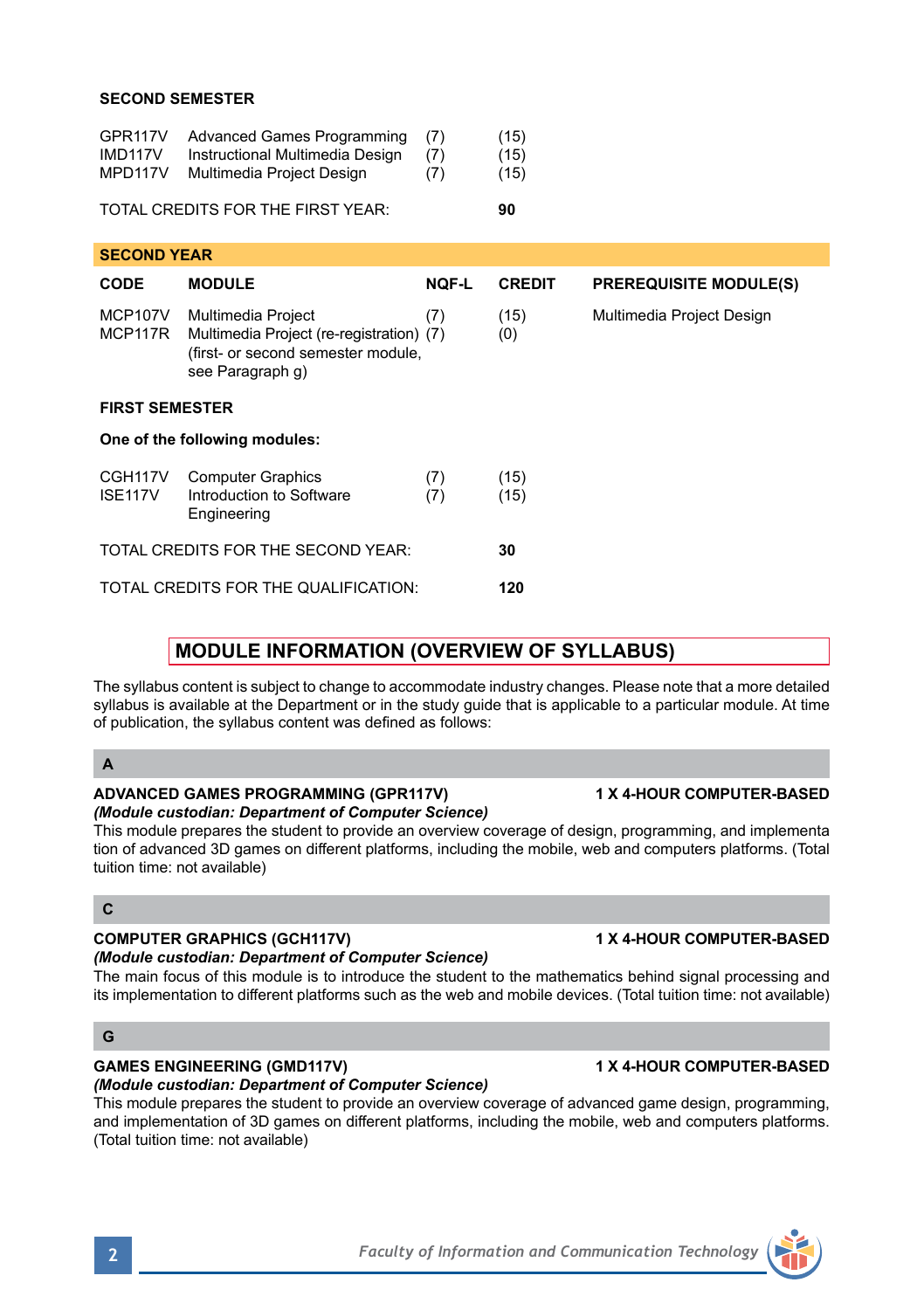**SECOND SEMESTER**

| | | | |
|---|---|---|---|
| GPR117V | Advanced Games Programming | (7) | (15) |
| IMD117V | Instructional Multimedia Design | (7) | (15) |
| MPD117V | Multimedia Project Design | (7) | (15) |

TOTAL CREDITS FOR THE FIRST YEAR: **90**

## SECOND YEAR

| CODE | MODULE | NQF-L | CREDIT | PREREQUISITE MODULE(S) |
|---|---|---|---|---|
| MCP107V | Multimedia Project | (7) | (15) | Multimedia Project Design |
| MCP117R | Multimedia Project (re-registration) (first- or second semester module, see Paragraph g) | (7) | (0) | |

**FIRST SEMESTER**

**One of the following modules:**

| | | | |
|---|---|---|---|
| CGH117V | Computer Graphics | (7) | (15) |
| ISE117V | Introduction to Software Engineering | (7) | (15) |

TOTAL CREDITS FOR THE SECOND YEAR: **30**

TOTAL CREDITS FOR THE QUALIFICATION: **120**

## MODULE INFORMATION (OVERVIEW OF SYLLABUS)

The syllabus content is subject to change to accommodate industry changes. Please note that a more detailed syllabus is available at the Department or in the study guide that is applicable to a particular module. At time of publication, the syllabus content was defined as follows:

### A

**ADVANCED GAMES PROGRAMMING (GPR117V)** **1 X 4-HOUR COMPUTER-BASED**
***(Module custodian: Department of Computer Science)***
This module prepares the student to provide an overview coverage of design, programming, and implementa tion of advanced 3D games on different platforms, including the mobile, web and computers platforms. (Total tuition time: not available)

### C

**COMPUTER GRAPHICS (GCH117V)** **1 X 4-HOUR COMPUTER-BASED**
***(Module custodian: Department of Computer Science)***
The main focus of this module is to introduce the student to the mathematics behind signal processing and its implementation to different platforms such as the web and mobile devices. (Total tuition time: not available)

### G

**GAMES ENGINEERING (GMD117V)** **1 X 4-HOUR COMPUTER-BASED**
***(Module custodian: Department of Computer Science)***
This module prepares the student to provide an overview coverage of advanced game design, programming, and implementation of 3D games on different platforms, including the mobile, web and computers platforms. (Total tuition time: not available)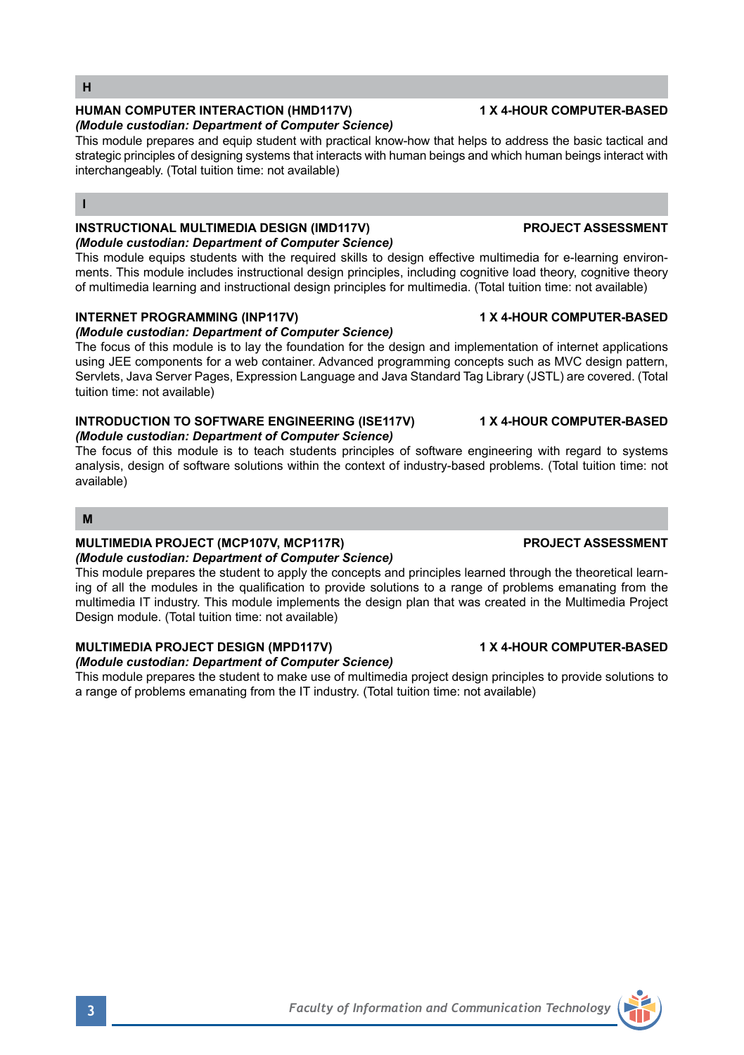## H

**HUMAN COMPUTER INTERACTION (HMD117V)** **1 X 4-HOUR COMPUTER-BASED**

***(Module custodian: Department of Computer Science)***

This module prepares and equip student with practical know-how that helps to address the basic tactical and strategic principles of designing systems that interacts with human beings and which human beings interact with interchangeably. (Total tuition time: not available)

## I

**INSTRUCTIONAL MULTIMEDIA DESIGN (IMD117V)** **PROJECT ASSESSMENT**

***(Module custodian: Department of Computer Science)***

This module equips students with the required skills to design effective multimedia for e-learning environments. This module includes instructional design principles, including cognitive load theory, cognitive theory of multimedia learning and instructional design principles for multimedia. (Total tuition time: not available)

**INTERNET PROGRAMMING (INP117V)** **1 X 4-HOUR COMPUTER-BASED**

***(Module custodian: Department of Computer Science)***

The focus of this module is to lay the foundation for the design and implementation of internet applications using JEE components for a web container. Advanced programming concepts such as MVC design pattern, Servlets, Java Server Pages, Expression Language and Java Standard Tag Library (JSTL) are covered. (Total tuition time: not available)

**INTRODUCTION TO SOFTWARE ENGINEERING (ISE117V)** **1 X 4-HOUR COMPUTER-BASED**

***(Module custodian: Department of Computer Science)***

The focus of this module is to teach students principles of software engineering with regard to systems analysis, design of software solutions within the context of industry-based problems. (Total tuition time: not available)

## M

**MULTIMEDIA PROJECT (MCP107V, MCP117R)** **PROJECT ASSESSMENT**

***(Module custodian: Department of Computer Science)***

This module prepares the student to apply the concepts and principles learned through the theoretical learning of all the modules in the qualification to provide solutions to a range of problems emanating from the multimedia IT industry. This module implements the design plan that was created in the Multimedia Project Design module. (Total tuition time: not available)

**MULTIMEDIA PROJECT DESIGN (MPD117V)** **1 X 4-HOUR COMPUTER-BASED**

***(Module custodian: Department of Computer Science)***

This module prepares the student to make use of multimedia project design principles to provide solutions to a range of problems emanating from the IT industry. (Total tuition time: not available)